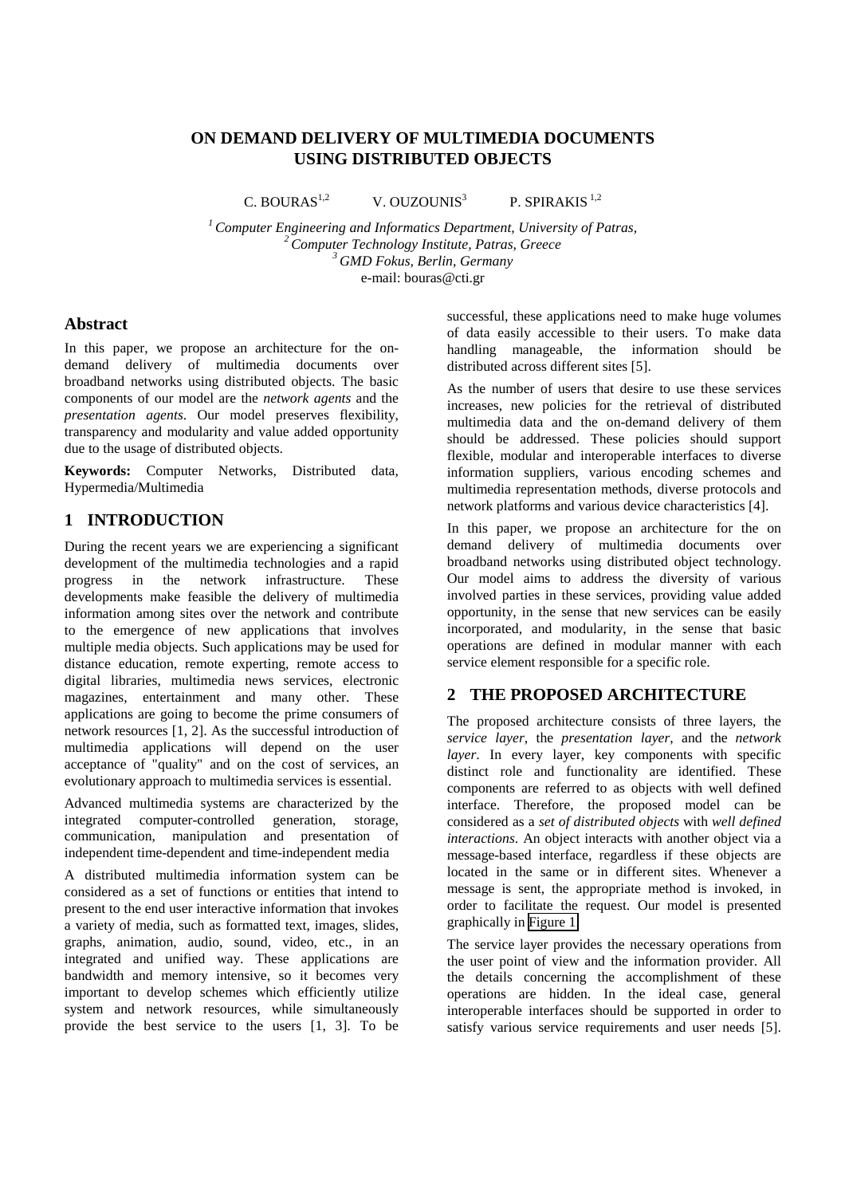# ON DEMAND DELIVERY OF MULTIMEDIA DOCUMENTS USING DISTRIBUTED OBJECTS

C. BOURAS[1,2] V. OUZOUNIS[3] P. SPIRAKIS [1,2]

[1] *Computer Engineering and Informatics Department, University of Patras,*
[2] *Computer Technology Institute, Patras, Greece*
[3] *GMD Fokus, Berlin, Germany*
e-mail: bouras@cti.gr

## Abstract

In this paper, we propose an architecture for the on-demand delivery of multimedia documents over broadband networks using distributed objects. The basic components of our model are the *network agents* and the *presentation agents*. Our model preserves flexibility, transparency and modularity and value added opportunity due to the usage of distributed objects.

**Keywords:** Computer Networks, Distributed data, Hypermedia/Multimedia

## 1 INTRODUCTION

During the recent years we are experiencing a significant development of the multimedia technologies and a rapid progress in the network infrastructure. These developments make feasible the delivery of multimedia information among sites over the network and contribute to the emergence of new applications that involves multiple media objects. Such applications may be used for distance education, remote experting, remote access to digital libraries, multimedia news services, electronic magazines, entertainment and many other. These applications are going to become the prime consumers of network resources [1, 2]. As the successful introduction of multimedia applications will depend on the user acceptance of "quality" and on the cost of services, an evolutionary approach to multimedia services is essential.

Advanced multimedia systems are characterized by the integrated computer-controlled generation, storage, communication, manipulation and presentation of independent time-dependent and time-independent media

A distributed multimedia information system can be considered as a set of functions or entities that intend to present to the end user interactive information that invokes a variety of media, such as formatted text, images, slides, graphs, animation, audio, sound, video, etc., in an integrated and unified way. These applications are bandwidth and memory intensive, so it becomes very important to develop schemes which efficiently utilize system and network resources, while simultaneously provide the best service to the users [1, 3]. To be successful, these applications need to make huge volumes of data easily accessible to their users. To make data handling manageable, the information should be distributed across different sites [5].

As the number of users that desire to use these services increases, new policies for the retrieval of distributed multimedia data and the on-demand delivery of them should be addressed. These policies should support flexible, modular and interoperable interfaces to diverse information suppliers, various encoding schemes and multimedia representation methods, diverse protocols and network platforms and various device characteristics [4].

In this paper, we propose an architecture for the on demand delivery of multimedia documents over broadband networks using distributed object technology. Our model aims to address the diversity of various involved parties in these services, providing value added opportunity, in the sense that new services can be easily incorporated, and modularity, in the sense that basic operations are defined in modular manner with each service element responsible for a specific role.

## 2 THE PROPOSED ARCHITECTURE

The proposed architecture consists of three layers, the *service layer*, the *presentation layer*, and the *network layer*. In every layer, key components with specific distinct role and functionality are identified. These components are referred to as objects with well defined interface. Therefore, the proposed model can be considered as a *set of distributed objects* with *well defined interactions*. An object interacts with another object via a message-based interface, regardless if these objects are located in the same or in different sites. Whenever a message is sent, the appropriate method is invoked, in order to facilitate the request. Our model is presented graphically in Figure 1.

The service layer provides the necessary operations from the user point of view and the information provider. All the details concerning the accomplishment of these operations are hidden. In the ideal case, general interoperable interfaces should be supported in order to satisfy various service requirements and user needs [5].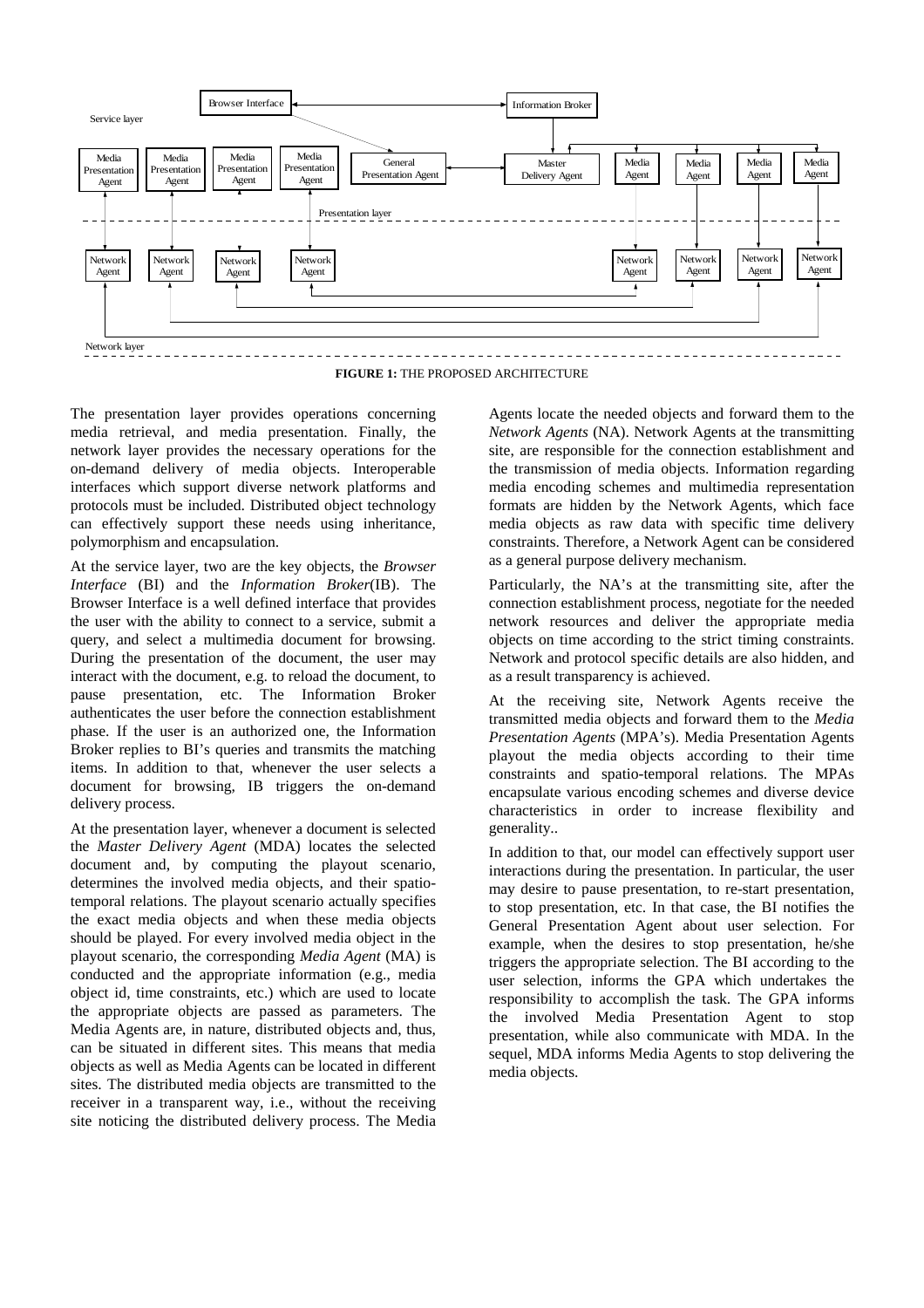**FIGURE 1:** THE PROPOSED ARCHITECTURE

The presentation layer provides operations concerning media retrieval, and media presentation. Finally, the network layer provides the necessary operations for the on-demand delivery of media objects. Interoperable interfaces which support diverse network platforms and protocols must be included. Distributed object technology can effectively support these needs using inheritance, polymorphism and encapsulation.

At the service layer, two are the key objects, the *Browser Interface* (BI) and the *Information Broker*(IB). The Browser Interface is a well defined interface that provides the user with the ability to connect to a service, submit a query, and select a multimedia document for browsing. During the presentation of the document, the user may interact with the document, e.g. to reload the document, to pause presentation, etc. The Information Broker authenticates the user before the connection establishment phase. If the user is an authorized one, the Information Broker replies to BI's queries and transmits the matching items. In addition to that, whenever the user selects a document for browsing, IB triggers the on-demand delivery process.

At the presentation layer, whenever a document is selected the *Master Delivery Agent* (MDA) locates the selected document and, by computing the playout scenario, determines the involved media objects, and their spatio-temporal relations. The playout scenario actually specifies the exact media objects and when these media objects should be played. For every involved media object in the playout scenario, the corresponding *Media Agent* (MA) is conducted and the appropriate information (e.g., media object id, time constraints, etc.) which are used to locate the appropriate objects are passed as parameters. The Media Agents are, in nature, distributed objects and, thus, can be situated in different sites. This means that media objects as well as Media Agents can be located in different sites. The distributed media objects are transmitted to the receiver in a transparent way, i.e., without the receiving site noticing the distributed delivery process. The Media Agents locate the needed objects and forward them to the *Network Agents* (NA). Network Agents at the transmitting site, are responsible for the connection establishment and the transmission of media objects. Information regarding media encoding schemes and multimedia representation formats are hidden by the Network Agents, which face media objects as raw data with specific time delivery constraints. Therefore, a Network Agent can be considered as a general purpose delivery mechanism.

Particularly, the NA's at the transmitting site, after the connection establishment process, negotiate for the needed network resources and deliver the appropriate media objects on time according to the strict timing constraints. Network and protocol specific details are also hidden, and as a result transparency is achieved.

At the receiving site, Network Agents receive the transmitted media objects and forward them to the *Media Presentation Agents* (MPA's). Media Presentation Agents playout the media objects according to their time constraints and spatio-temporal relations. The MPAs encapsulate various encoding schemes and diverse device characteristics in order to increase flexibility and generality..

In addition to that, our model can effectively support user interactions during the presentation. In particular, the user may desire to pause presentation, to re-start presentation, to stop presentation, etc. In that case, the BI notifies the General Presentation Agent about user selection. For example, when the desires to stop presentation, he/she triggers the appropriate selection. The BI according to the user selection, informs the GPA which undertakes the responsibility to accomplish the task. The GPA informs the involved Media Presentation Agent to stop presentation, while also communicate with MDA. In the sequel, MDA informs Media Agents to stop delivering the media objects.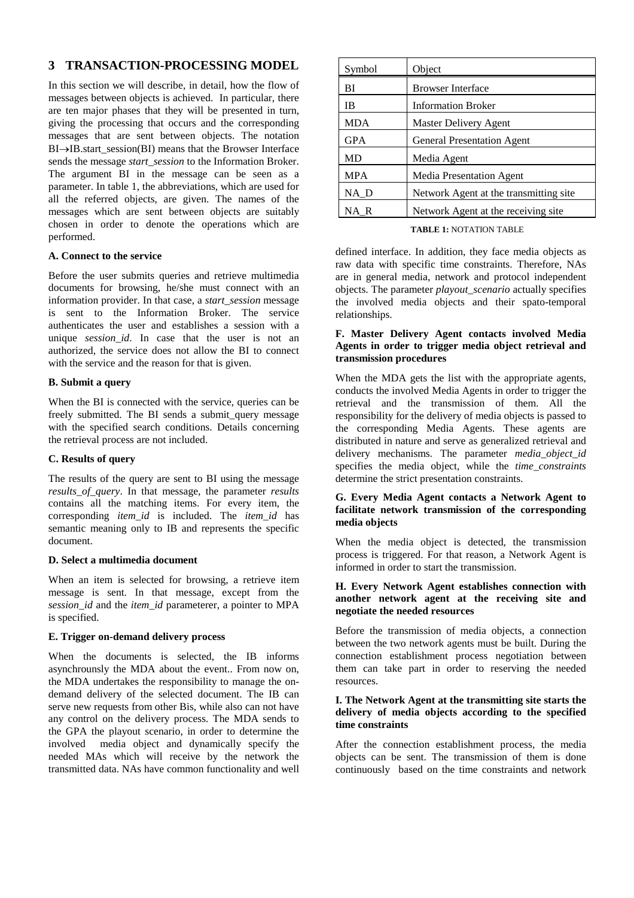## 3 TRANSACTION-PROCESSING MODEL

In this section we will describe, in detail, how the flow of messages between objects is achieved. In particular, there are ten major phases that they will be presented in turn, giving the processing that occurs and the corresponding messages that are sent between objects. The notation BI→IB.start_session(BI) means that the Browser Interface sends the message *start_session* to the Information Broker. The argument BI in the message can be seen as a parameter. In table 1, the abbreviations, which are used for all the referred objects, are given. The names of the messages which are sent between objects are suitably chosen in order to denote the operations which are performed.

| Symbol | Object |
|---|---|
| BI | Browser Interface |
| IB | Information Broker |
| MDA | Master Delivery Agent |
| GPA | General Presentation Agent |
| MD | Media Agent |
| MPA | Media Presentation Agent |
| NA_D | Network Agent at the transmitting site |
| NA_R | Network Agent at the receiving site |

**TABLE 1:** NOTATION TABLE

### A. Connect to the service

Before the user submits queries and retrieve multimedia documents for browsing, he/she must connect with an information provider. In that case, a *start_session* message is sent to the Information Broker. The service authenticates the user and establishes a session with a unique *session_id*. In case that the user is not an authorized, the service does not allow the BI to connect with the service and the reason for that is given.

### B. Submit a query

When the BI is connected with the service, queries can be freely submitted. The BI sends a submit_query message with the specified search conditions. Details concerning the retrieval process are not included.

### C. Results of query

The results of the query are sent to BI using the message *results_of_query*. In that message, the parameter *results* contains all the matching items. For every item, the corresponding *item_id* is included. The *item_id* has semantic meaning only to IB and represents the specific document.

### D. Select a multimedia document

When an item is selected for browsing, a retrieve item message is sent. In that message, except from the *session_id* and the *item_id* parameterer, a pointer to MPA is specified.

### E. Trigger on-demand delivery process

When the documents is selected, the IB informs asynchrounsly the MDA about the event.. From now on, the MDA undertakes the responsibility to manage the on-demand delivery of the selected document. The IB can serve new requests from other Bis, while also can not have any control on the delivery process. The MDA sends to the GPA the playout scenario, in order to determine the involved media object and dynamically specify the needed MAs which will receive by the network the transmitted data. NAs have common functionality and well defined interface. In addition, they face media objects as raw data with specific time constraints. Therefore, NAs are in general media, network and protocol independent objects. The parameter *playout_scenario* actually specifies the involved media objects and their spato-temporal relationships.

### F. Master Delivery Agent contacts involved Media Agents in order to trigger media object retrieval and transmission procedures

When the MDA gets the list with the appropriate agents, conducts the involved Media Agents in order to trigger the retrieval and the transmission of them. All the responsibility for the delivery of media objects is passed to the corresponding Media Agents. These agents are distributed in nature and serve as generalized retrieval and delivery mechanisms. The parameter *media_object_id* specifies the media object, while the *time_constraints* determine the strict presentation constraints.

### G. Every Media Agent contacts a Network Agent to facilitate network transmission of the corresponding media objects

When the media object is detected, the transmission process is triggered. For that reason, a Network Agent is informed in order to start the transmission.

### H. Every Network Agent establishes connection with another network agent at the receiving site and negotiate the needed resources

Before the transmission of media objects, a connection between the two network agents must be built. During the connection establishment process negotiation between them can take part in order to reserving the needed resources.

### I. The Network Agent at the transmitting site starts the delivery of media objects according to the specified time constraints

After the connection establishment process, the media objects can be sent. The transmission of them is done continuously based on the time constraints and network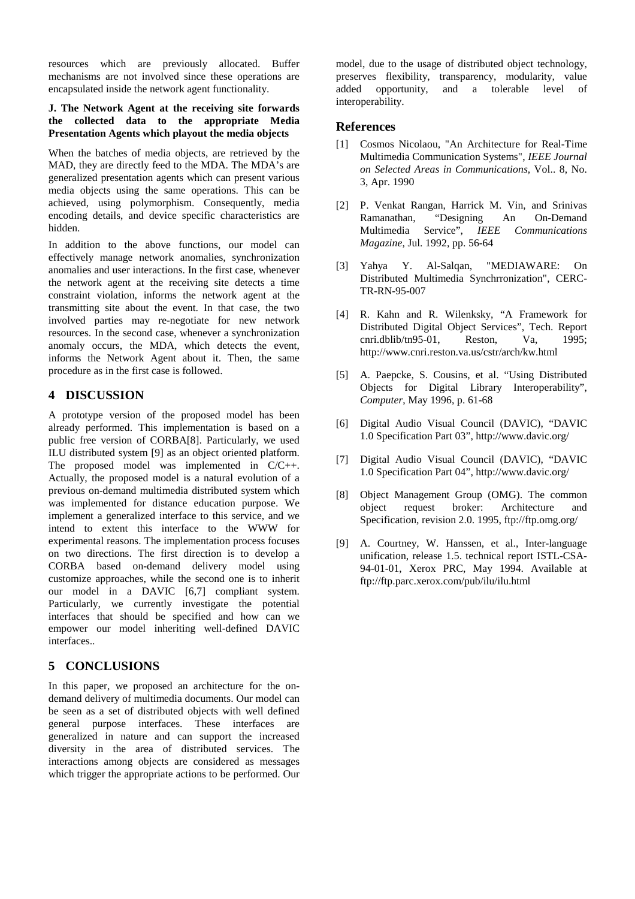resources which are previously allocated. Buffer mechanisms are not involved since these operations are encapsulated inside the network agent functionality.

**J. The Network Agent at the receiving site forwards the collected data to the appropriate Media Presentation Agents which playout the media objects**

When the batches of media objects, are retrieved by the MAD, they are directly feed to the MDA. The MDA's are generalized presentation agents which can present various media objects using the same operations. This can be achieved, using polymorphism. Consequently, media encoding details, and device specific characteristics are hidden.

In addition to the above functions, our model can effectively manage network anomalies, synchronization anomalies and user interactions. In the first case, whenever the network agent at the receiving site detects a time constraint violation, informs the network agent at the transmitting site about the event. In that case, the two involved parties may re-negotiate for new network resources. In the second case, whenever a synchronization anomaly occurs, the MDA, which detects the event, informs the Network Agent about it. Then, the same procedure as in the first case is followed.

## 4 DISCUSSION

A prototype version of the proposed model has been already performed. This implementation is based on a public free version of CORBA[8]. Particularly, we used ILU distributed system [9] as an object oriented platform. The proposed model was implemented in C/C++. Actually, the proposed model is a natural evolution of a previous on-demand multimedia distributed system which was implemented for distance education purpose. We implement a generalized interface to this service, and we intend to extent this interface to the WWW for experimental reasons. The implementation process focuses on two directions. The first direction is to develop a CORBA based on-demand delivery model using customize approaches, while the second one is to inherit our model in a DAVIC [6,7] compliant system. Particularly, we currently investigate the potential interfaces that should be specified and how can we empower our model inheriting well-defined DAVIC interfaces..

## 5 CONCLUSIONS

In this paper, we proposed an architecture for the on-demand delivery of multimedia documents. Our model can be seen as a set of distributed objects with well defined general purpose interfaces. These interfaces are generalized in nature and can support the increased diversity in the area of distributed services. The interactions among objects are considered as messages which trigger the appropriate actions to be performed. Our model, due to the usage of distributed object technology, preserves flexibility, transparency, modularity, value added opportunity, and a tolerable level of interoperability.

## References

[1] Cosmos Nicolaou, "An Architecture for Real-Time Multimedia Communication Systems", *IEEE Journal on Selected Areas in Communications*, Vol.. 8, No. 3, Apr. 1990

[2] P. Venkat Rangan, Harrick M. Vin, and Srinivas Ramanathan, "Designing An On-Demand Multimedia Service", *IEEE Communications Magazine*, Jul. 1992, pp. 56-64

[3] Yahya Y. Al-Salqan, "MEDIAWARE: On Distributed Multimedia Synchrronization", CERC-TR-RN-95-007

[4] R. Kahn and R. Wilenksky, "A Framework for Distributed Digital Object Services", Tech. Report cnri.dblib/tn95-01, Reston, Va, 1995; http://www.cnri.reston.va.us/cstr/arch/kw.html

[5] A. Paepcke, S. Cousins, et al. "Using Distributed Objects for Digital Library Interoperability", *Computer*, May 1996, p. 61-68

[6] Digital Audio Visual Council (DAVIC), "DAVIC 1.0 Specification Part 03", http://www.davic.org/

[7] Digital Audio Visual Council (DAVIC), "DAVIC 1.0 Specification Part 04", http://www.davic.org/

[8] Object Management Group (OMG). The common object request broker: Architecture and Specification, revision 2.0. 1995, ftp://ftp.omg.org/

[9] A. Courtney, W. Hanssen, et al., Inter-language unification, release 1.5. technical report ISTL-CSA-94-01-01, Xerox PRC, May 1994. Available at ftp://ftp.parc.xerox.com/pub/ilu/ilu.html